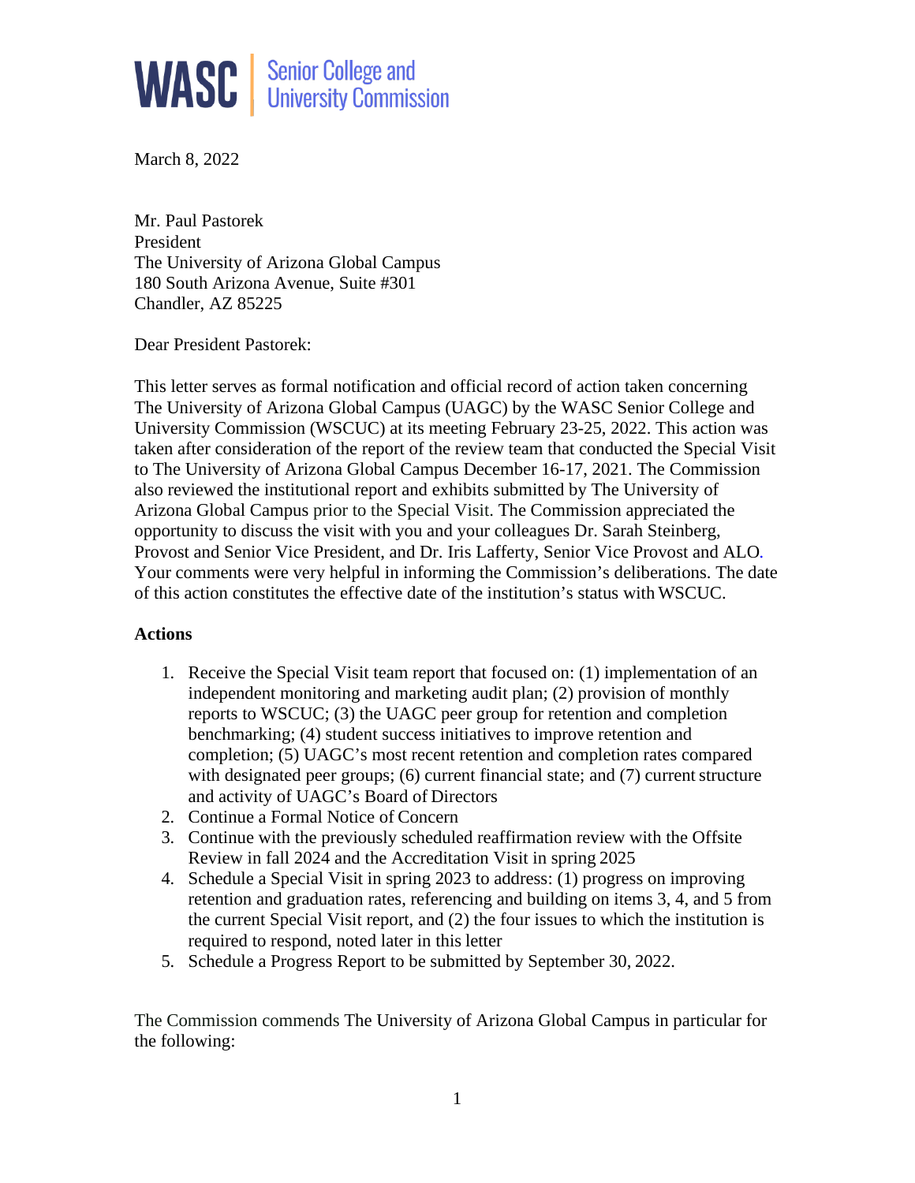WASC | Senior College and University Commission

March 8, 2022

Mr. Paul Pastorek
President
The University of Arizona Global Campus
180 South Arizona Avenue, Suite #301
Chandler, AZ 85225

Dear President Pastorek:

This letter serves as formal notification and official record of action taken concerning The University of Arizona Global Campus (UAGC) by the WASC Senior College and University Commission (WSCUC) at its meeting February 23-25, 2022. This action was taken after consideration of the report of the review team that conducted the Special Visit to The University of Arizona Global Campus December 16-17, 2021. The Commission also reviewed the institutional report and exhibits submitted by The University of Arizona Global Campus prior to the Special Visit. The Commission appreciated the opportunity to discuss the visit with you and your colleagues Dr. Sarah Steinberg, Provost and Senior Vice President, and Dr. Iris Lafferty, Senior Vice Provost and ALO. Your comments were very helpful in informing the Commission's deliberations. The date of this action constitutes the effective date of the institution's status with WSCUC.

**Actions**

1. Receive the Special Visit team report that focused on: (1) implementation of an independent monitoring and marketing audit plan; (2) provision of monthly reports to WSCUC; (3) the UAGC peer group for retention and completion benchmarking; (4) student success initiatives to improve retention and completion; (5) UAGC's most recent retention and completion rates compared with designated peer groups; (6) current financial state; and (7) current structure and activity of UAGC's Board of Directors
2. Continue a Formal Notice of Concern
3. Continue with the previously scheduled reaffirmation review with the Offsite Review in fall 2024 and the Accreditation Visit in spring 2025
4. Schedule a Special Visit in spring 2023 to address: (1) progress on improving retention and graduation rates, referencing and building on items 3, 4, and 5 from the current Special Visit report, and (2) the four issues to which the institution is required to respond, noted later in this letter
5. Schedule a Progress Report to be submitted by September 30, 2022.

The Commission commends The University of Arizona Global Campus in particular for the following: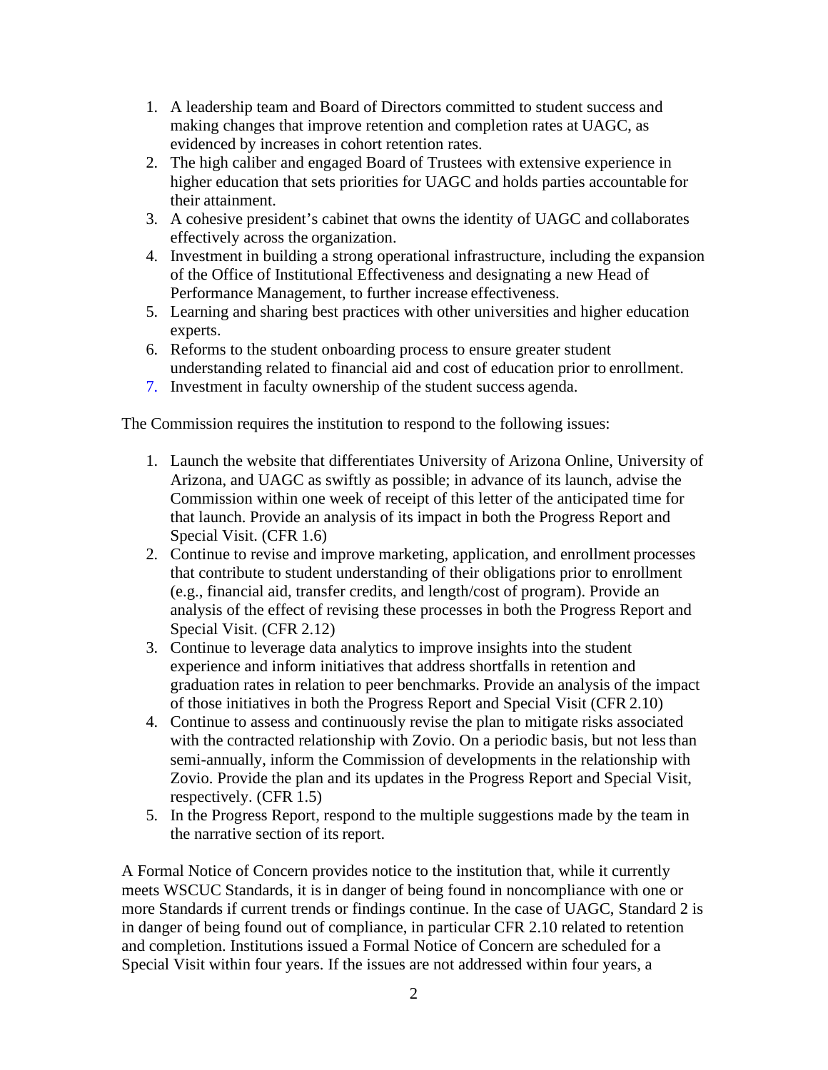1. A leadership team and Board of Directors committed to student success and making changes that improve retention and completion rates at UAGC, as evidenced by increases in cohort retention rates.
2. The high caliber and engaged Board of Trustees with extensive experience in higher education that sets priorities for UAGC and holds parties accountable for their attainment.
3. A cohesive president's cabinet that owns the identity of UAGC and collaborates effectively across the organization.
4. Investment in building a strong operational infrastructure, including the expansion of the Office of Institutional Effectiveness and designating a new Head of Performance Management, to further increase effectiveness.
5. Learning and sharing best practices with other universities and higher education experts.
6. Reforms to the student onboarding process to ensure greater student understanding related to financial aid and cost of education prior to enrollment.
7. Investment in faculty ownership of the student success agenda.

The Commission requires the institution to respond to the following issues:

1. Launch the website that differentiates University of Arizona Online, University of Arizona, and UAGC as swiftly as possible; in advance of its launch, advise the Commission within one week of receipt of this letter of the anticipated time for that launch. Provide an analysis of its impact in both the Progress Report and Special Visit. (CFR 1.6)
2. Continue to revise and improve marketing, application, and enrollment processes that contribute to student understanding of their obligations prior to enrollment (e.g., financial aid, transfer credits, and length/cost of program). Provide an analysis of the effect of revising these processes in both the Progress Report and Special Visit. (CFR 2.12)
3. Continue to leverage data analytics to improve insights into the student experience and inform initiatives that address shortfalls in retention and graduation rates in relation to peer benchmarks. Provide an analysis of the impact of those initiatives in both the Progress Report and Special Visit (CFR 2.10)
4. Continue to assess and continuously revise the plan to mitigate risks associated with the contracted relationship with Zovio. On a periodic basis, but not less than semi-annually, inform the Commission of developments in the relationship with Zovio. Provide the plan and its updates in the Progress Report and Special Visit, respectively. (CFR 1.5)
5. In the Progress Report, respond to the multiple suggestions made by the team in the narrative section of its report.

A Formal Notice of Concern provides notice to the institution that, while it currently meets WSCUC Standards, it is in danger of being found in noncompliance with one or more Standards if current trends or findings continue. In the case of UAGC, Standard 2 is in danger of being found out of compliance, in particular CFR 2.10 related to retention and completion. Institutions issued a Formal Notice of Concern are scheduled for a Special Visit within four years. If the issues are not addressed within four years, a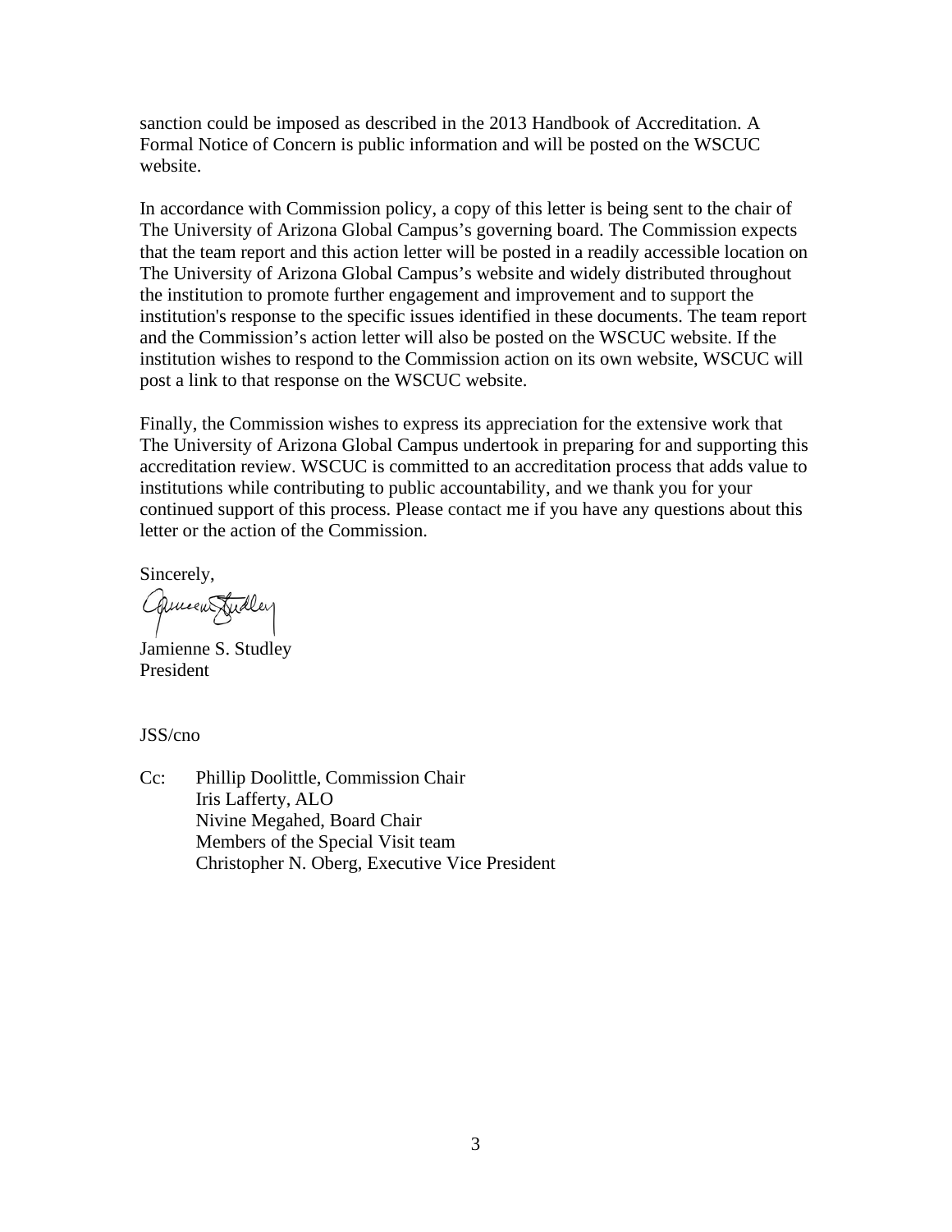sanction could be imposed as described in the 2013 Handbook of Accreditation. A Formal Notice of Concern is public information and will be posted on the WSCUC website.

In accordance with Commission policy, a copy of this letter is being sent to the chair of The University of Arizona Global Campus's governing board. The Commission expects that the team report and this action letter will be posted in a readily accessible location on The University of Arizona Global Campus's website and widely distributed throughout the institution to promote further engagement and improvement and to support the institution's response to the specific issues identified in these documents. The team report and the Commission's action letter will also be posted on the WSCUC website. If the institution wishes to respond to the Commission action on its own website, WSCUC will post a link to that response on the WSCUC website.

Finally, the Commission wishes to express its appreciation for the extensive work that The University of Arizona Global Campus undertook in preparing for and supporting this accreditation review. WSCUC is committed to an accreditation process that adds value to institutions while contributing to public accountability, and we thank you for your continued support of this process. Please contact me if you have any questions about this letter or the action of the Commission.

Sincerely,

Jamienne S. Studley
President

JSS/cno

Cc: Phillip Doolittle, Commission Chair
Iris Lafferty, ALO
Nivine Megahed, Board Chair
Members of the Special Visit team
Christopher N. Oberg, Executive Vice President